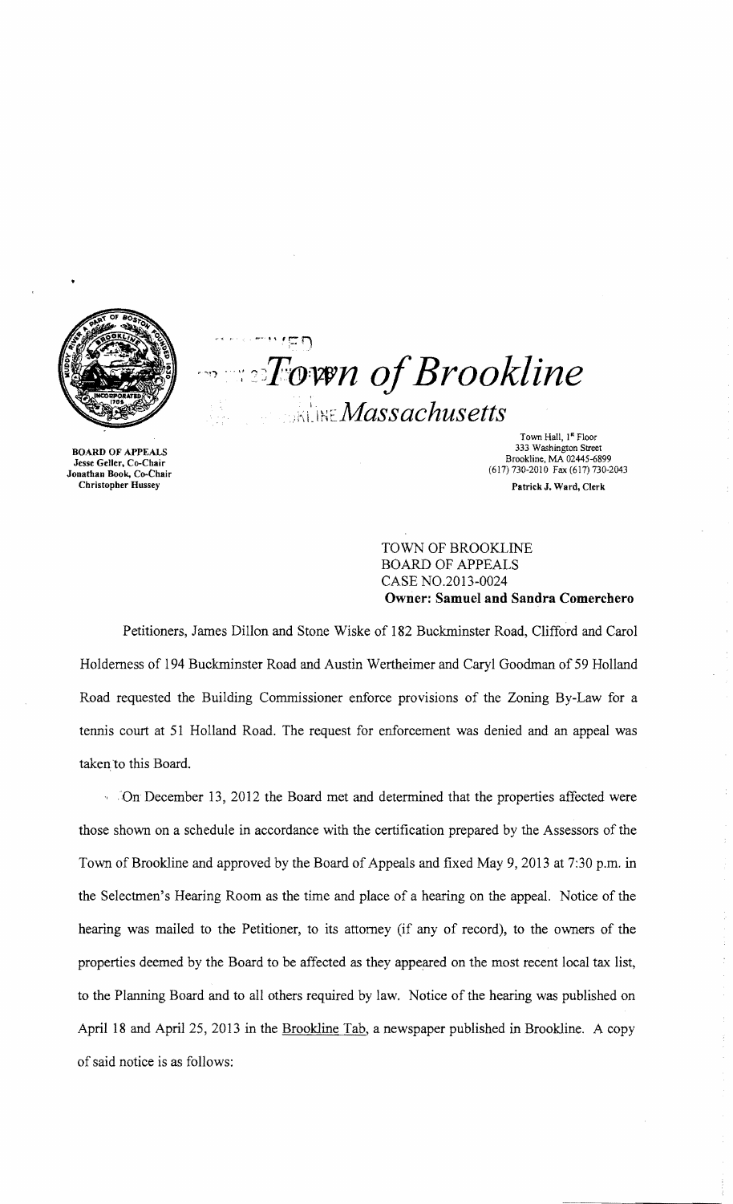# Town of Brookline

## Massachusetts

BOARD OF APPEALS
Jesse Geller, Co-Chair
Jonathan Book, Co-Chair
Christopher Hussey

Town Hall, 1st Floor
333 Washington Street
Brookline, MA 02445-6899
(617) 730-2010 Fax (617) 730-2043

Patrick J. Ward, Clerk

TOWN OF BROOKLINE
BOARD OF APPEALS
CASE NO.2013-0024
**Owner: Samuel and Sandra Comerchero**

Petitioners, James Dillon and Stone Wiske of 182 Buckminster Road, Clifford and Carol Holderness of 194 Buckminster Road and Austin Wertheimer and Caryl Goodman of 59 Holland Road requested the Building Commissioner enforce provisions of the Zoning By-Law for a tennis court at 51 Holland Road. The request for enforcement was denied and an appeal was taken to this Board.

On December 13, 2012 the Board met and determined that the properties affected were those shown on a schedule in accordance with the certification prepared by the Assessors of the Town of Brookline and approved by the Board of Appeals and fixed May 9, 2013 at 7:30 p.m. in the Selectmen's Hearing Room as the time and place of a hearing on the appeal. Notice of the hearing was mailed to the Petitioner, to its attorney (if any of record), to the owners of the properties deemed by the Board to be affected as they appeared on the most recent local tax list, to the Planning Board and to all others required by law. Notice of the hearing was published on April 18 and April 25, 2013 in the Brookline Tab, a newspaper published in Brookline. A copy of said notice is as follows: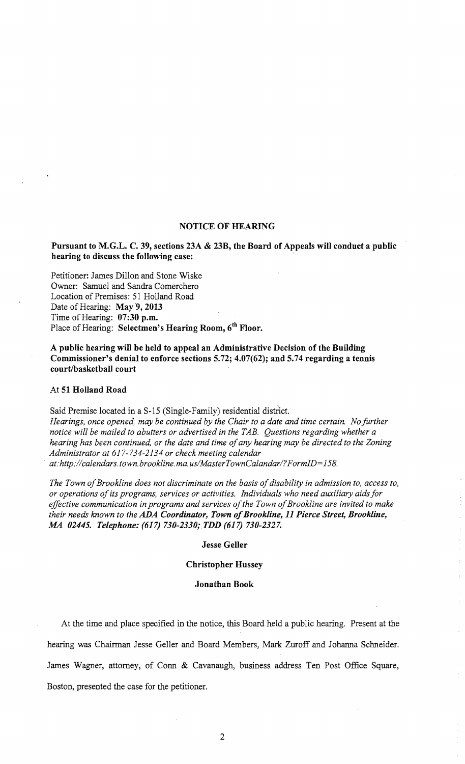**NOTICE OF HEARING**

**Pursuant to M.G.L. C. 39, sections 23A & 23B, the Board of Appeals will conduct a public hearing to discuss the following case:**

Petitioner: James Dillon and Stone Wiske
Owner: Samuel and Sandra Comerchero
Location of Premises: 51 Holland Road
Date of Hearing: **May 9, 2013**
Time of Hearing: **07:30 p.m.**
Place of Hearing: **Selectmen's Hearing Room, 6th Floor.**

**A public hearing will be held to appeal an Administrative Decision of the Building Commissioner's denial to enforce sections 5.72; 4.07(62); and 5.74 regarding a tennis court/basketball court**

At **51 Holland Road**

Said Premise located in a S-15 (Single-Family) residential district.
*Hearings, once opened, may be continued by the Chair to a date and time certain. No further notice will be mailed to abutters or advertised in the TAB. Questions regarding whether a hearing has been continued, or the date and time of any hearing may be directed to the Zoning Administrator at 617-734-2134 or check meeting calendar at: http://calendars.town.brookline.ma.us/MasterTownCalandar/?FormID=158.*

*The Town of Brookline does not discriminate on the basis of disability in admission to, access to, or operations of its programs, services or activities. Individuals who need auxiliary aids for effective communication in programs and services of the Town of Brookline are invited to make their needs known to the* ***ADA Coordinator, Town of Brookline, 11 Pierce Street, Brookline, MA 02445. Telephone: (617) 730-2330; TDD (617) 730-2327.***

**Jesse Geller**

**Christopher Hussey**

**Jonathan Book**

At the time and place specified in the notice, this Board held a public hearing. Present at the hearing was Chairman Jesse Geller and Board Members, Mark Zuroff and Johanna Schneider. James Wagner, attorney, of Conn & Cavanaugh, business address Ten Post Office Square, Boston, presented the case for the petitioner.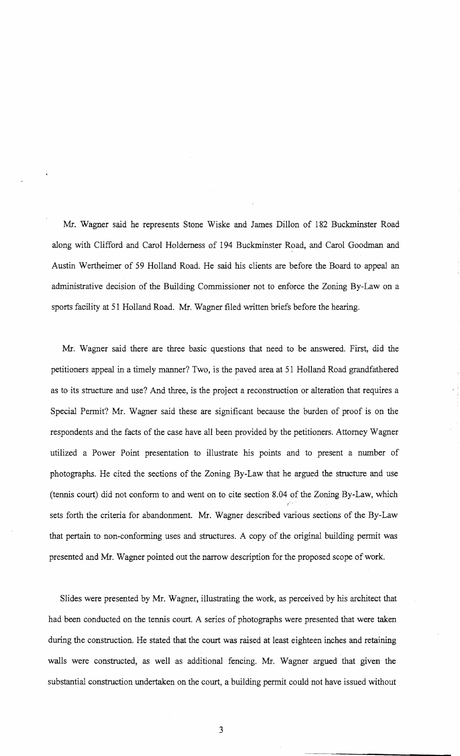Mr. Wagner said he represents Stone Wiske and James Dillon of 182 Buckminster Road along with Clifford and Carol Holderness of 194 Buckminster Road, and Carol Goodman and Austin Wertheimer of 59 Holland Road. He said his clients are before the Board to appeal an administrative decision of the Building Commissioner not to enforce the Zoning By-Law on a sports facility at 51 Holland Road. Mr. Wagner filed written briefs before the hearing.

Mr. Wagner said there are three basic questions that need to be answered. First, did the petitioners appeal in a timely manner? Two, is the paved area at 51 Holland Road grandfathered as to its structure and use? And three, is the project a reconstruction or alteration that requires a Special Permit? Mr. Wagner said these are significant because the burden of proof is on the respondents and the facts of the case have all been provided by the petitioners. Attorney Wagner utilized a Power Point presentation to illustrate his points and to present a number of photographs. He cited the sections of the Zoning By-Law that he argued the structure and use (tennis court) did not conform to and went on to cite section 8.04 of the Zoning By-Law, which sets forth the criteria for abandonment. Mr. Wagner described various sections of the By-Law that pertain to non-conforming uses and structures. A copy of the original building permit was presented and Mr. Wagner pointed out the narrow description for the proposed scope of work.

Slides were presented by Mr. Wagner, illustrating the work, as perceived by his architect that had been conducted on the tennis court. A series of photographs were presented that were taken during the construction. He stated that the court was raised at least eighteen inches and retaining walls were constructed, as well as additional fencing. Mr. Wagner argued that given the substantial construction undertaken on the court, a building permit could not have issued without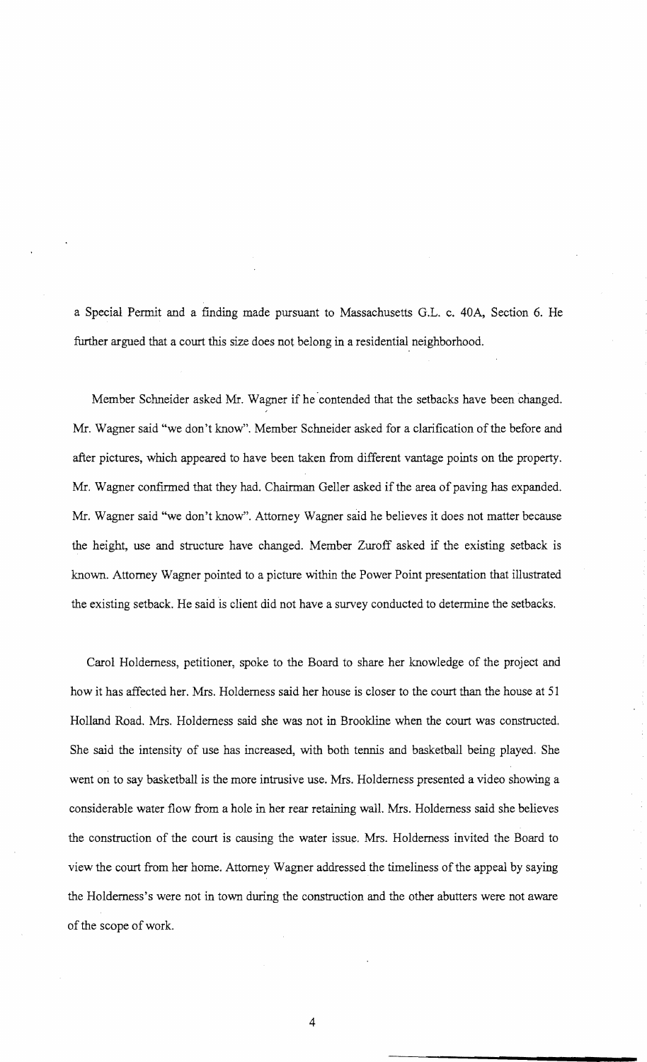a Special Permit and a finding made pursuant to Massachusetts G.L. c. 40A, Section 6. He further argued that a court this size does not belong in a residential neighborhood.

Member Schneider asked Mr. Wagner if he contended that the setbacks have been changed. Mr. Wagner said "we don't know". Member Schneider asked for a clarification of the before and after pictures, which appeared to have been taken from different vantage points on the property. Mr. Wagner confirmed that they had. Chairman Geller asked if the area of paving has expanded. Mr. Wagner said "we don't know". Attorney Wagner said he believes it does not matter because the height, use and structure have changed. Member Zuroff asked if the existing setback is known. Attorney Wagner pointed to a picture within the Power Point presentation that illustrated the existing setback. He said is client did not have a survey conducted to determine the setbacks.

Carol Holderness, petitioner, spoke to the Board to share her knowledge of the project and how it has affected her. Mrs. Holderness said her house is closer to the court than the house at 51 Holland Road. Mrs. Holderness said she was not in Brookline when the court was constructed. She said the intensity of use has increased, with both tennis and basketball being played. She went on to say basketball is the more intrusive use. Mrs. Holderness presented a video showing a considerable water flow from a hole in her rear retaining wall. Mrs. Holderness said she believes the construction of the court is causing the water issue. Mrs. Holderness invited the Board to view the court from her home. Attorney Wagner addressed the timeliness of the appeal by saying the Holderness's were not in town during the construction and the other abutters were not aware of the scope of work.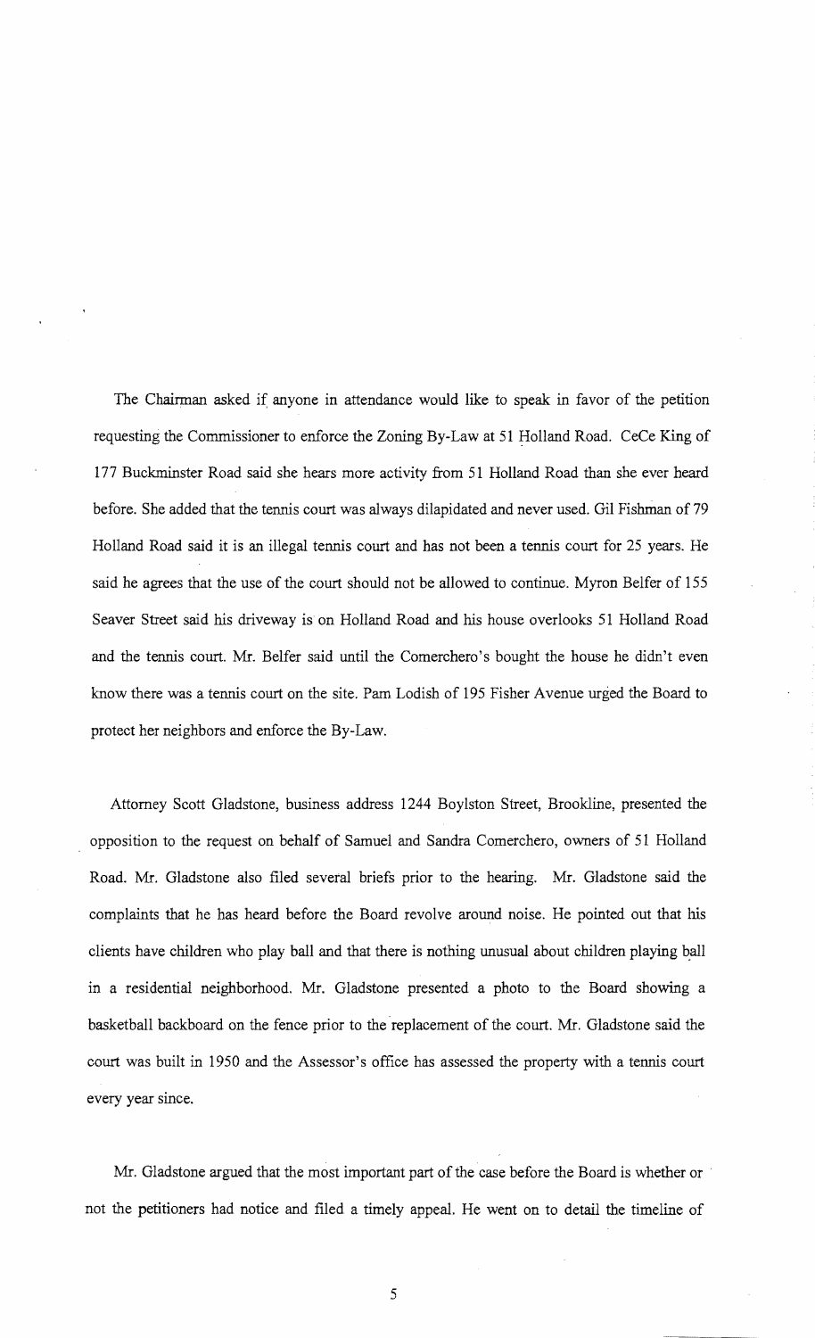The Chairman asked if anyone in attendance would like to speak in favor of the petition requesting the Commissioner to enforce the Zoning By-Law at 51 Holland Road. CeCe King of 177 Buckminster Road said she hears more activity from 51 Holland Road than she ever heard before. She added that the tennis court was always dilapidated and never used. Gil Fishman of 79 Holland Road said it is an illegal tennis court and has not been a tennis court for 25 years. He said he agrees that the use of the court should not be allowed to continue. Myron Belfer of 155 Seaver Street said his driveway is on Holland Road and his house overlooks 51 Holland Road and the tennis court. Mr. Belfer said until the Comerchero's bought the house he didn't even know there was a tennis court on the site. Pam Lodish of 195 Fisher Avenue urged the Board to protect her neighbors and enforce the By-Law.

Attorney Scott Gladstone, business address 1244 Boylston Street, Brookline, presented the opposition to the request on behalf of Samuel and Sandra Comerchero, owners of 51 Holland Road. Mr. Gladstone also filed several briefs prior to the hearing. Mr. Gladstone said the complaints that he has heard before the Board revolve around noise. He pointed out that his clients have children who play ball and that there is nothing unusual about children playing ball in a residential neighborhood. Mr. Gladstone presented a photo to the Board showing a basketball backboard on the fence prior to the replacement of the court. Mr. Gladstone said the court was built in 1950 and the Assessor's office has assessed the property with a tennis court every year since.

Mr. Gladstone argued that the most important part of the case before the Board is whether or not the petitioners had notice and filed a timely appeal. He went on to detail the timeline of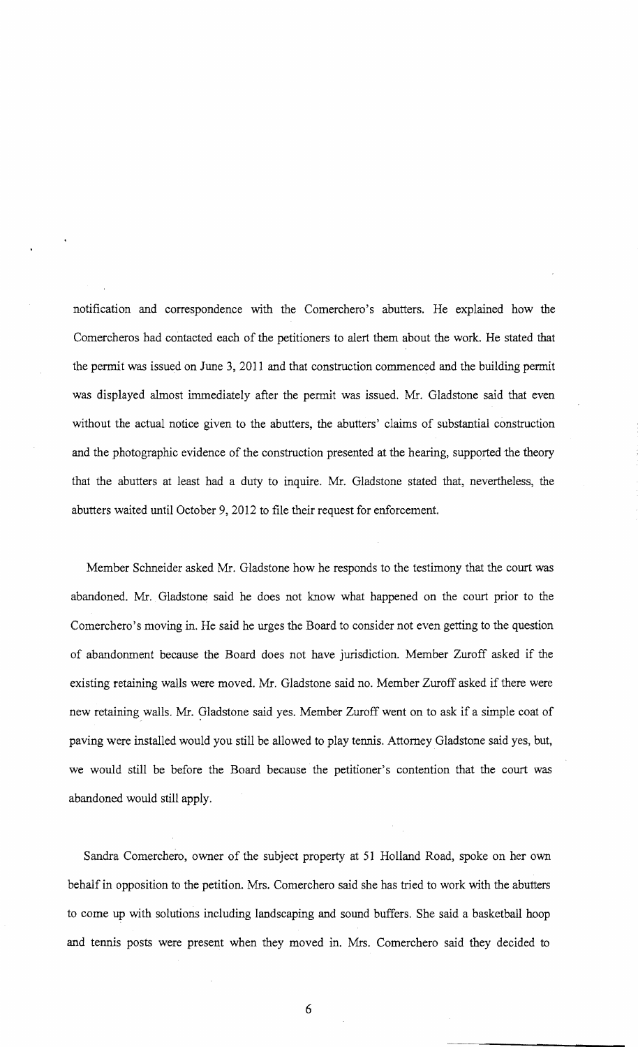notification and correspondence with the Comerchero's abutters. He explained how the Comercheros had contacted each of the petitioners to alert them about the work. He stated that the permit was issued on June 3, 2011 and that construction commenced and the building permit was displayed almost immediately after the permit was issued. Mr. Gladstone said that even without the actual notice given to the abutters, the abutters' claims of substantial construction and the photographic evidence of the construction presented at the hearing, supported the theory that the abutters at least had a duty to inquire. Mr. Gladstone stated that, nevertheless, the abutters waited until October 9, 2012 to file their request for enforcement.

Member Schneider asked Mr. Gladstone how he responds to the testimony that the court was abandoned. Mr. Gladstone said he does not know what happened on the court prior to the Comerchero's moving in. He said he urges the Board to consider not even getting to the question of abandonment because the Board does not have jurisdiction. Member Zuroff asked if the existing retaining walls were moved. Mr. Gladstone said no. Member Zuroff asked if there were new retaining walls. Mr. Gladstone said yes. Member Zuroff went on to ask if a simple coat of paving were installed would you still be allowed to play tennis. Attorney Gladstone said yes, but, we would still be before the Board because the petitioner's contention that the court was abandoned would still apply.

Sandra Comerchero, owner of the subject property at 51 Holland Road, spoke on her own behalf in opposition to the petition. Mrs. Comerchero said she has tried to work with the abutters to come up with solutions including landscaping and sound buffers. She said a basketball hoop and tennis posts were present when they moved in. Mrs. Comerchero said they decided to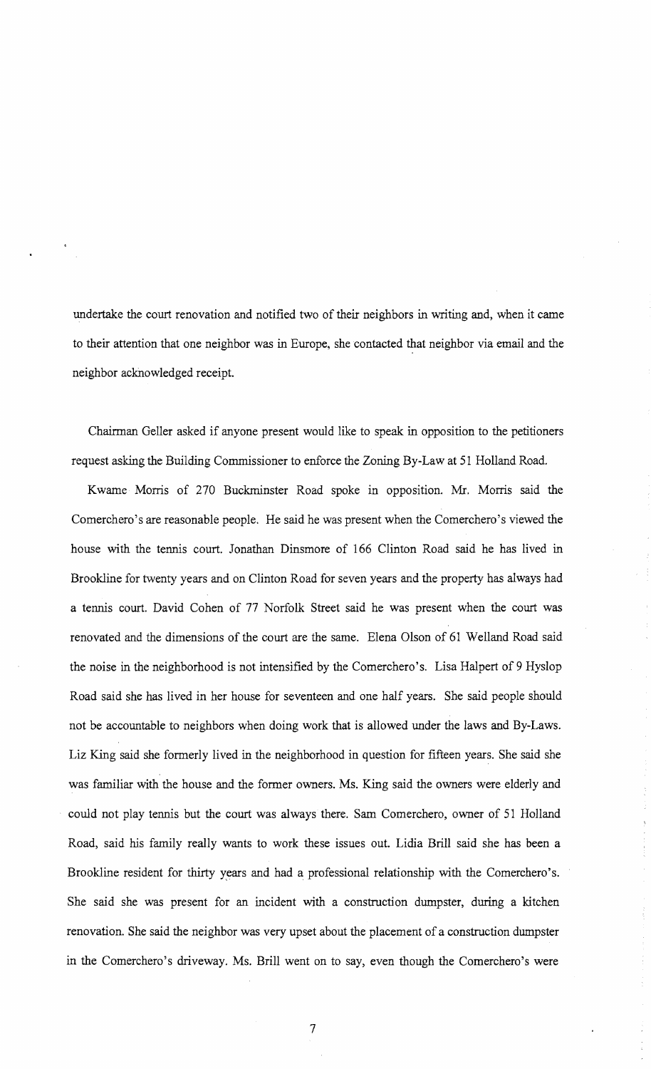undertake the court renovation and notified two of their neighbors in writing and, when it came to their attention that one neighbor was in Europe, she contacted that neighbor via email and the neighbor acknowledged receipt.

Chairman Geller asked if anyone present would like to speak in opposition to the petitioners request asking the Building Commissioner to enforce the Zoning By-Law at 51 Holland Road.

Kwame Morris of 270 Buckminster Road spoke in opposition. Mr. Morris said the Comerchero's are reasonable people. He said he was present when the Comerchero's viewed the house with the tennis court. Jonathan Dinsmore of 166 Clinton Road said he has lived in Brookline for twenty years and on Clinton Road for seven years and the property has always had a tennis court. David Cohen of 77 Norfolk Street said he was present when the court was renovated and the dimensions of the court are the same. Elena Olson of 61 Welland Road said the noise in the neighborhood is not intensified by the Comerchero's. Lisa Halpert of 9 Hyslop Road said she has lived in her house for seventeen and one half years. She said people should not be accountable to neighbors when doing work that is allowed under the laws and By-Laws. Liz King said she formerly lived in the neighborhood in question for fifteen years. She said she was familiar with the house and the former owners. Ms. King said the owners were elderly and could not play tennis but the court was always there. Sam Comerchero, owner of 51 Holland Road, said his family really wants to work these issues out. Lidia Brill said she has been a Brookline resident for thirty years and had a professional relationship with the Comerchero's. She said she was present for an incident with a construction dumpster, during a kitchen renovation. She said the neighbor was very upset about the placement of a construction dumpster in the Comerchero's driveway. Ms. Brill went on to say, even though the Comerchero's were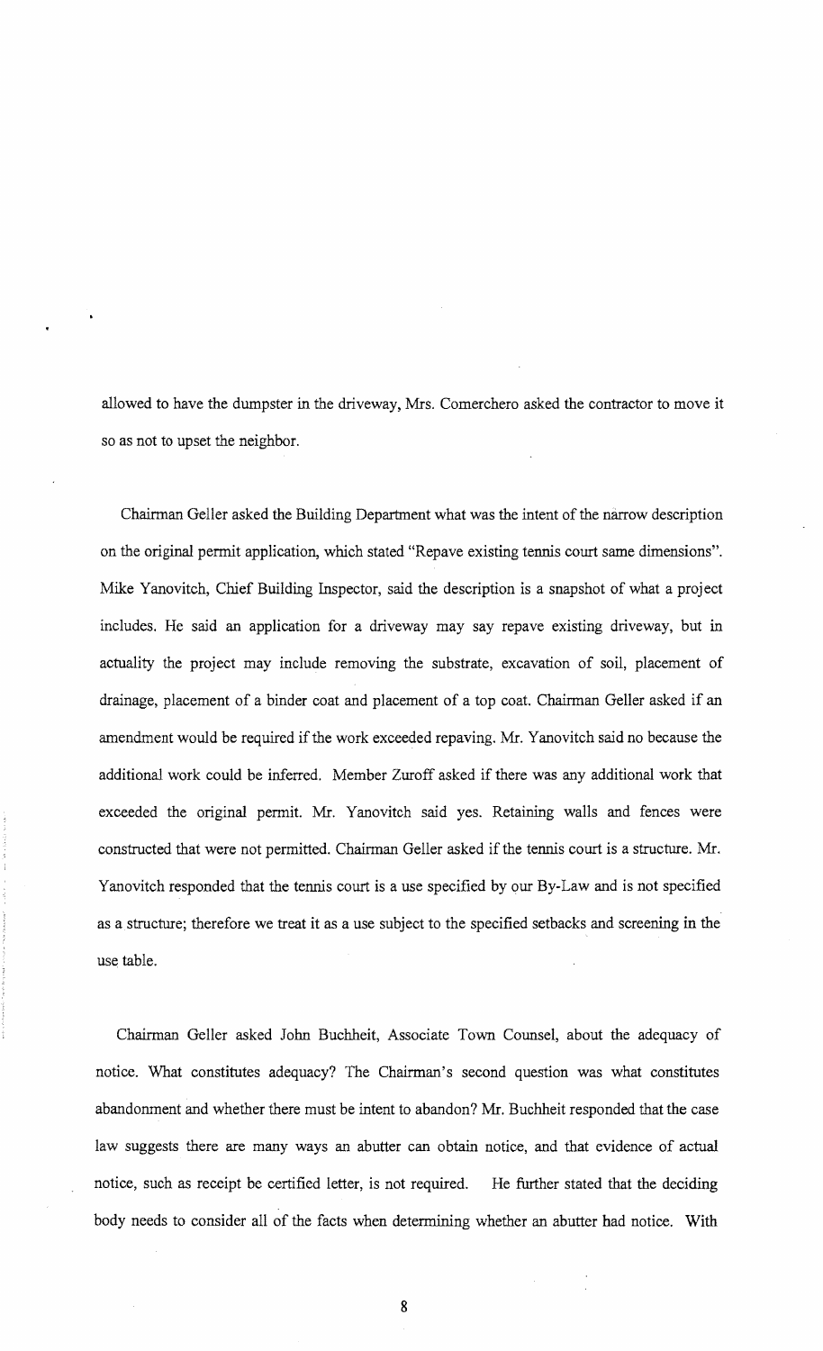allowed to have the dumpster in the driveway, Mrs. Comerchero asked the contractor to move it so as not to upset the neighbor.

Chairman Geller asked the Building Department what was the intent of the narrow description on the original permit application, which stated "Repave existing tennis court same dimensions". Mike Yanovitch, Chief Building Inspector, said the description is a snapshot of what a project includes. He said an application for a driveway may say repave existing driveway, but in actuality the project may include removing the substrate, excavation of soil, placement of drainage, placement of a binder coat and placement of a top coat. Chairman Geller asked if an amendment would be required if the work exceeded repaving. Mr. Yanovitch said no because the additional work could be inferred. Member Zuroff asked if there was any additional work that exceeded the original permit. Mr. Yanovitch said yes. Retaining walls and fences were constructed that were not permitted. Chairman Geller asked if the tennis court is a structure. Mr. Yanovitch responded that the tennis court is a use specified by our By-Law and is not specified as a structure; therefore we treat it as a use subject to the specified setbacks and screening in the use table.

Chairman Geller asked John Buchheit, Associate Town Counsel, about the adequacy of notice. What constitutes adequacy? The Chairman's second question was what constitutes abandonment and whether there must be intent to abandon? Mr. Buchheit responded that the case law suggests there are many ways an abutter can obtain notice, and that evidence of actual notice, such as receipt be certified letter, is not required. He further stated that the deciding body needs to consider all of the facts when determining whether an abutter had notice. With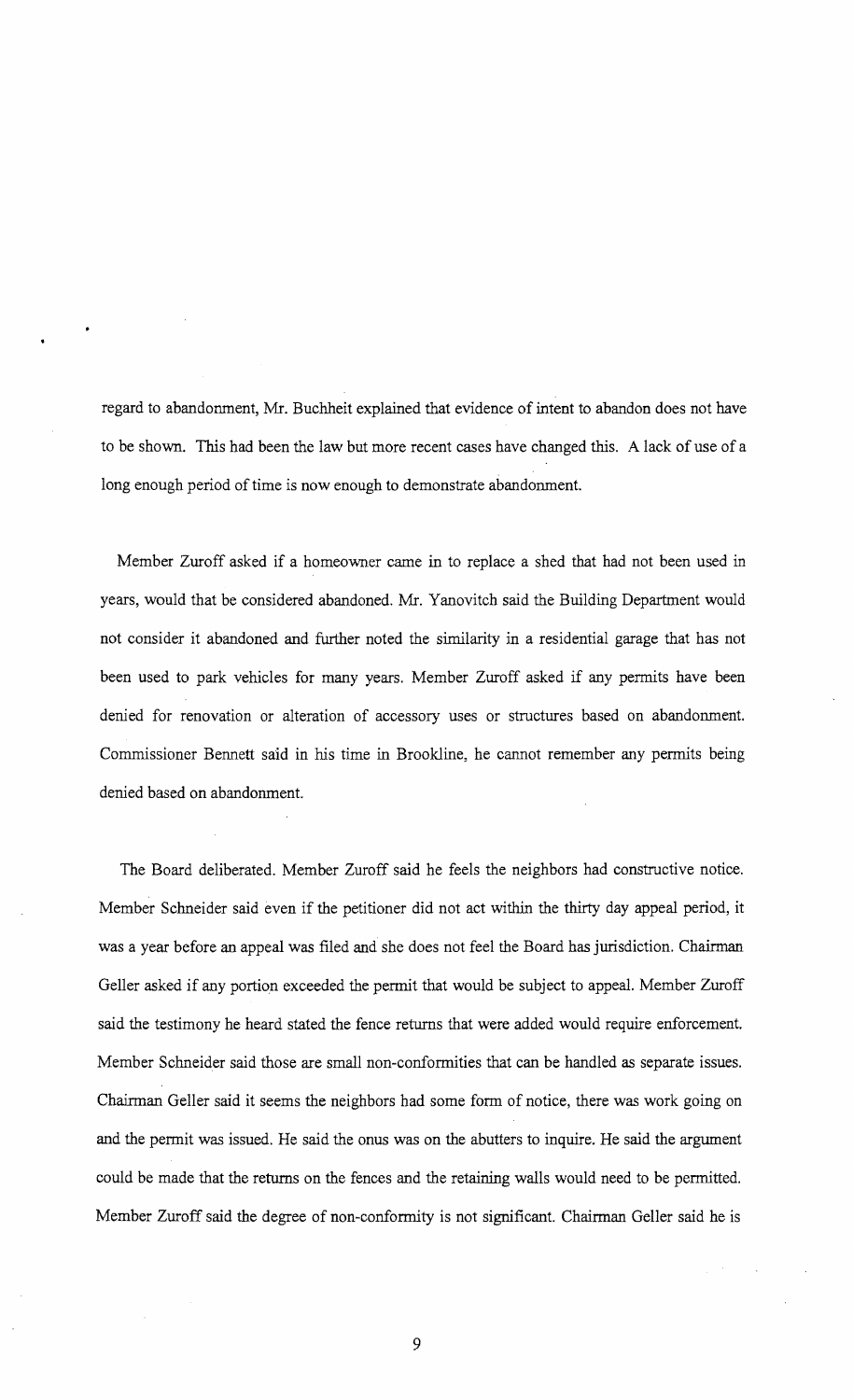regard to abandonment, Mr. Buchheit explained that evidence of intent to abandon does not have to be shown. This had been the law but more recent cases have changed this. A lack of use of a long enough period of time is now enough to demonstrate abandonment.

Member Zuroff asked if a homeowner came in to replace a shed that had not been used in years, would that be considered abandoned. Mr. Yanovitch said the Building Department would not consider it abandoned and further noted the similarity in a residential garage that has not been used to park vehicles for many years. Member Zuroff asked if any permits have been denied for renovation or alteration of accessory uses or structures based on abandonment. Commissioner Bennett said in his time in Brookline, he cannot remember any permits being denied based on abandonment.

The Board deliberated. Member Zuroff said he feels the neighbors had constructive notice. Member Schneider said even if the petitioner did not act within the thirty day appeal period, it was a year before an appeal was filed and she does not feel the Board has jurisdiction. Chairman Geller asked if any portion exceeded the permit that would be subject to appeal. Member Zuroff said the testimony he heard stated the fence returns that were added would require enforcement. Member Schneider said those are small non-conformities that can be handled as separate issues. Chairman Geller said it seems the neighbors had some form of notice, there was work going on and the permit was issued. He said the onus was on the abutters to inquire. He said the argument could be made that the returns on the fences and the retaining walls would need to be permitted. Member Zuroff said the degree of non-conformity is not significant. Chairman Geller said he is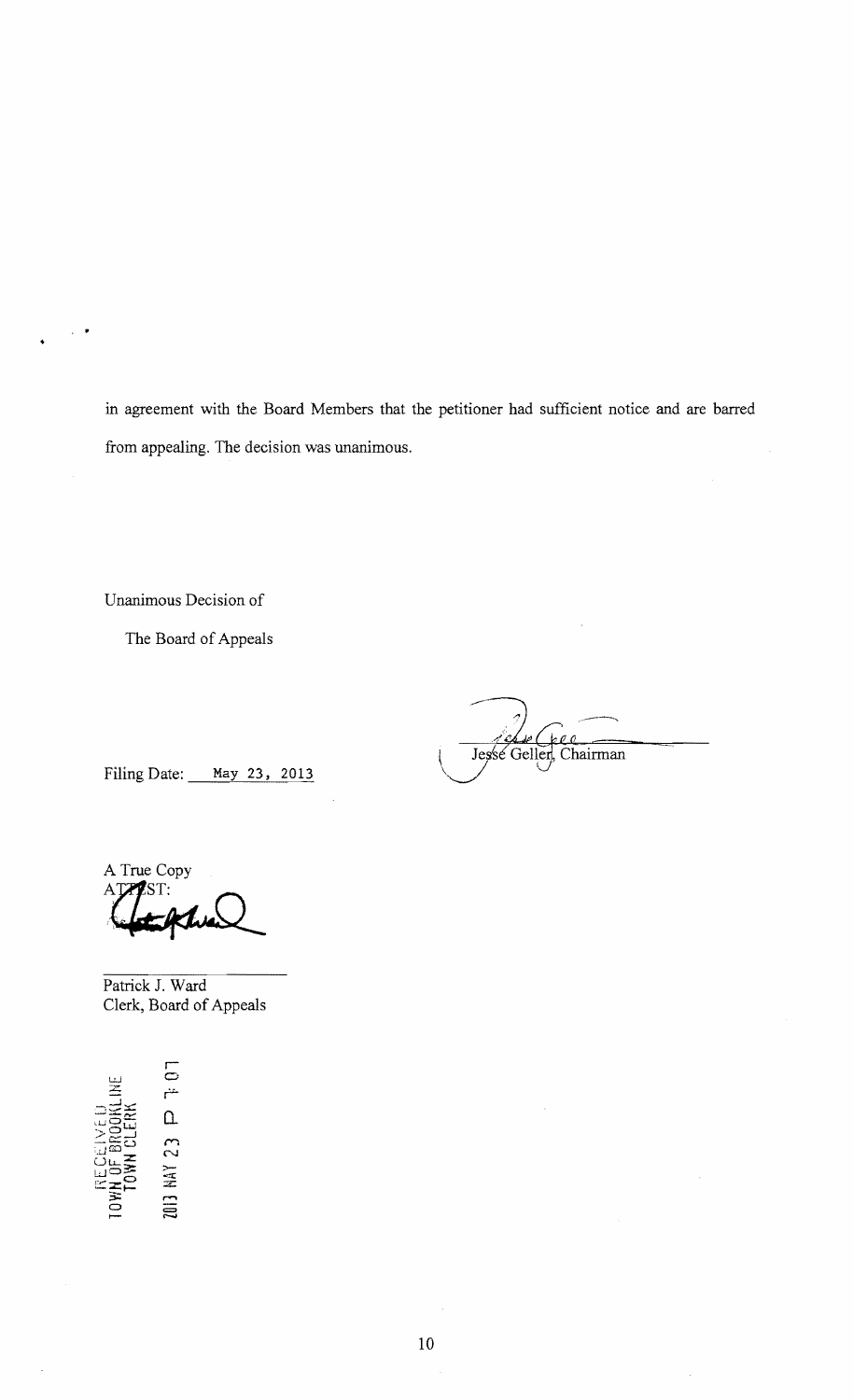in agreement with the Board Members that the petitioner had sufficient notice and are barred from appealing. The decision was unanimous.

Unanimous Decision of

The Board of Appeals

Jesse Geller, Chairman

Filing Date: May 23, 2013

A True Copy
ATTEST:

Patrick J. Ward
Clerk, Board of Appeals

RECEIVED
TOWN OF BROOKLINE
TOWN CLERK
2013 MAY 23 P 1:07